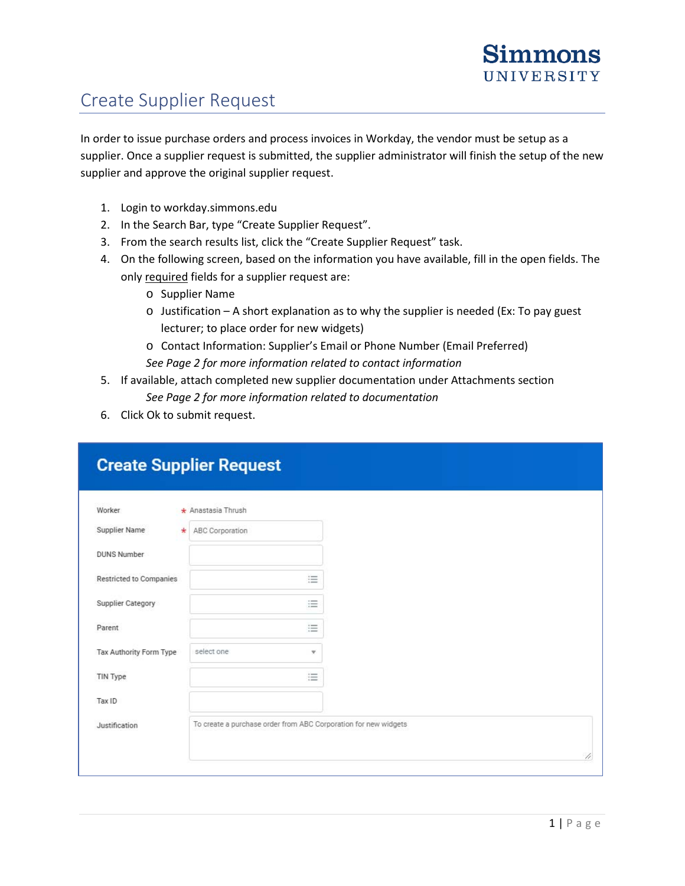# Create Supplier Request

In order to issue purchase orders and process invoices in Workday, the vendor must be setup as a supplier. Once a supplier request is submitted, the supplier administrator will finish the setup of the new supplier and approve the original supplier request.

1. Login to workday.simmons.edu
2. In the Search Bar, type "Create Supplier Request".
3. From the search results list, click the "Create Supplier Request" task.
4. On the following screen, based on the information you have available, fill in the open fields. The only <u>required</u> fields for a supplier request are:
   - Supplier Name
   - Justification – A short explanation as to why the supplier is needed (Ex: To pay guest lecturer; to place order for new widgets)
   - Contact Information: Supplier's Email or Phone Number (Email Preferred)

   *See Page 2 for more information related to contact information*
5. If available, attach completed new supplier documentation under Attachments section

   *See Page 2 for more information related to documentation*
6. Click Ok to submit request.

**Create Supplier Request**

| Field | Value |
|---|---|
| Worker * | Anastasia Thrush |
| Supplier Name * | ABC Corporation |
| DUNS Number | |
| Restricted to Companies | |
| Supplier Category | |
| Parent | |
| Tax Authority Form Type | select one |
| TIN Type | |
| Tax ID | |
| Justification | To create a purchase order from ABC Corporation for new widgets |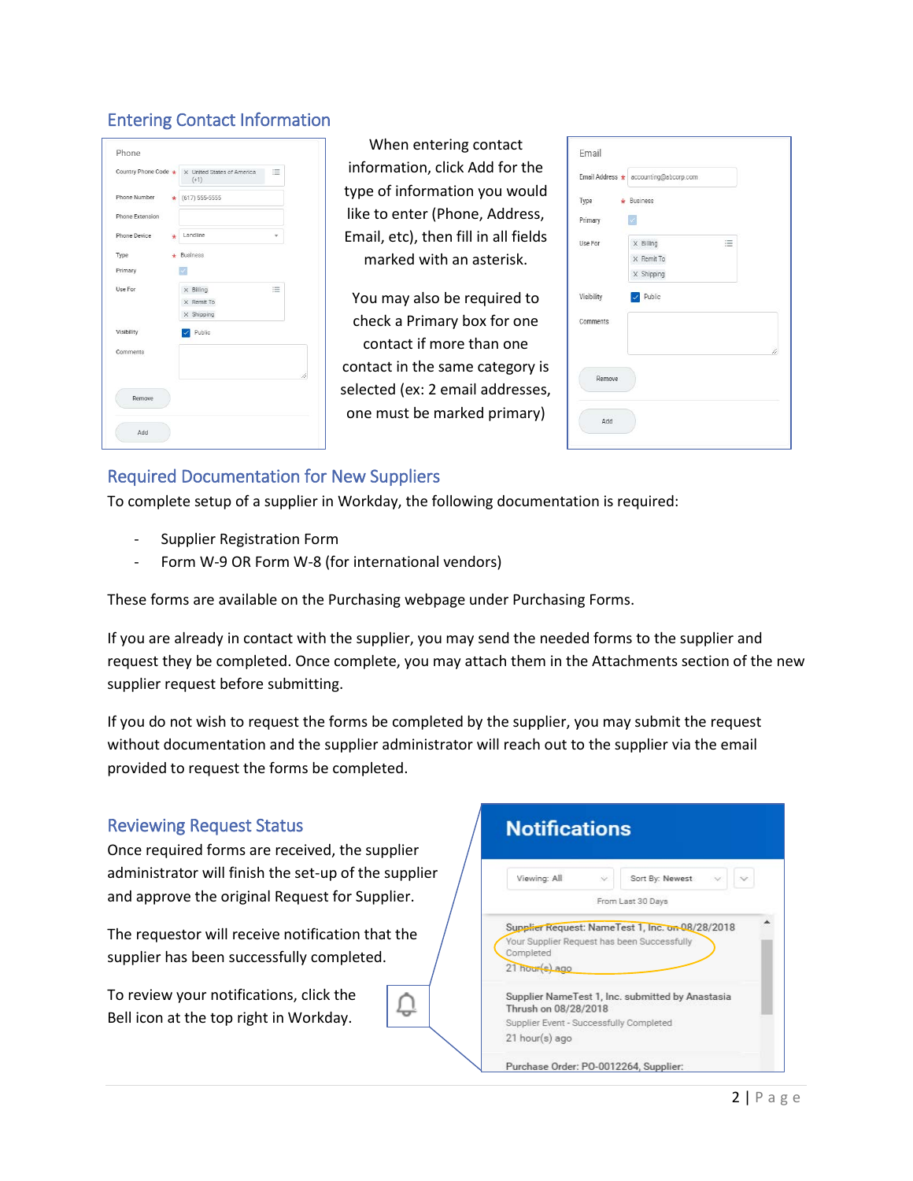## Entering Contact Information

When entering contact information, click Add for the type of information you would like to enter (Phone, Address, Email, etc), then fill in all fields marked with an asterisk.

You may also be required to check a Primary box for one contact if more than one contact in the same category is selected (ex: 2 email addresses, one must be marked primary)

## Required Documentation for New Suppliers

To complete setup of a supplier in Workday, the following documentation is required:

- Supplier Registration Form
- Form W-9 OR Form W-8 (for international vendors)

These forms are available on the Purchasing webpage under Purchasing Forms.

If you are already in contact with the supplier, you may send the needed forms to the supplier and request they be completed. Once complete, you may attach them in the Attachments section of the new supplier request before submitting.

If you do not wish to request the forms be completed by the supplier, you may submit the request without documentation and the supplier administrator will reach out to the supplier via the email provided to request the forms be completed.

## Reviewing Request Status

Once required forms are received, the supplier administrator will finish the set-up of the supplier and approve the original Request for Supplier.

The requestor will receive notification that the supplier has been successfully completed.

To review your notifications, click the Bell icon at the top right in Workday.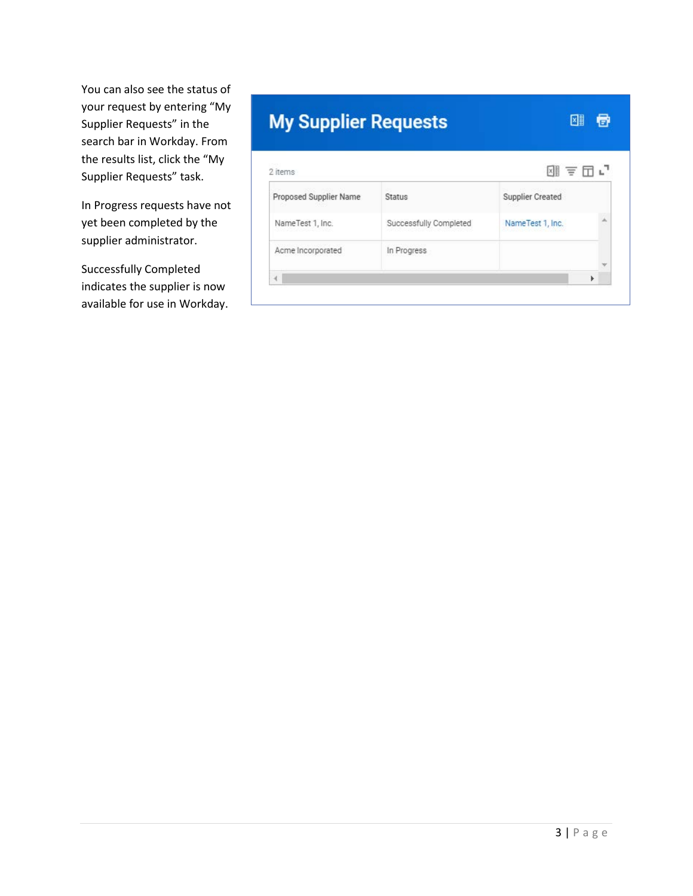You can also see the status of your request by entering "My Supplier Requests" in the search bar in Workday. From the results list, click the "My Supplier Requests" task.

In Progress requests have not yet been completed by the supplier administrator.

Successfully Completed indicates the supplier is now available for use in Workday.

## My Supplier Requests

2 items

| Proposed Supplier Name | Status | Supplier Created |
|---|---|---|
| NameTest 1, Inc. | Successfully Completed | NameTest 1, Inc. |
| Acme Incorporated | In Progress | |